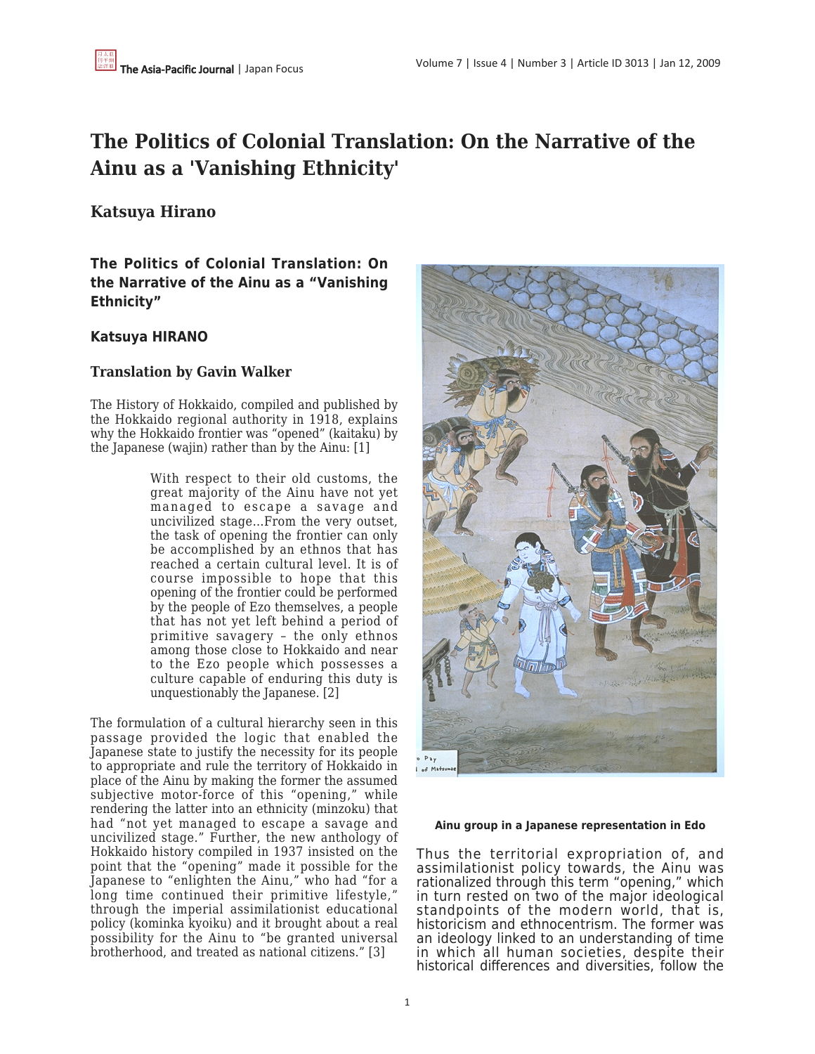# The Politics of Colonial Translation: On the Narrative of the Ainu as a 'Vanishing Ethnicity'

## Katsuya Hirano

### The Politics of Colonial Translation: On the Narrative of the Ainu as a "Vanishing Ethnicity"

### Katsuya HIRANO

### Translation by Gavin Walker

The History of Hokkaido, compiled and published by the Hokkaido regional authority in 1918, explains why the Hokkaido frontier was "opened" (kaitaku) by the Japanese (wajin) rather than by the Ainu: [1]

> With respect to their old customs, the great majority of the Ainu have not yet managed to escape a savage and uncivilized stage...From the very outset, the task of opening the frontier can only be accomplished by an ethnos that has reached a certain cultural level. It is of course impossible to hope that this opening of the frontier could be performed by the people of Ezo themselves, a people that has not yet left behind a period of primitive savagery – the only ethnos among those close to Hokkaido and near to the Ezo people which possesses a culture capable of enduring this duty is unquestionably the Japanese. [2]

The formulation of a cultural hierarchy seen in this passage provided the logic that enabled the Japanese state to justify the necessity for its people to appropriate and rule the territory of Hokkaido in place of the Ainu by making the former the assumed subjective motor-force of this "opening," while rendering the latter into an ethnicity (minzoku) that had "not yet managed to escape a savage and uncivilized stage." Further, the new anthology of Hokkaido history compiled in 1937 insisted on the point that the "opening" made it possible for the Japanese to "enlighten the Ainu," who had "for a long time continued their primitive lifestyle," through the imperial assimilationist educational policy (kominka kyoiku) and it brought about a real possibility for the Ainu to "be granted universal brotherhood, and treated as national citizens." [3]

**Ainu group in a Japanese representation in Edo**

Thus the territorial expropriation of, and assimilationist policy towards, the Ainu was rationalized through this term "opening," which in turn rested on two of the major ideological standpoints of the modern world, that is, historicism and ethnocentrism. The former was an ideology linked to an understanding of time in which all human societies, despite their historical differences and diversities, follow the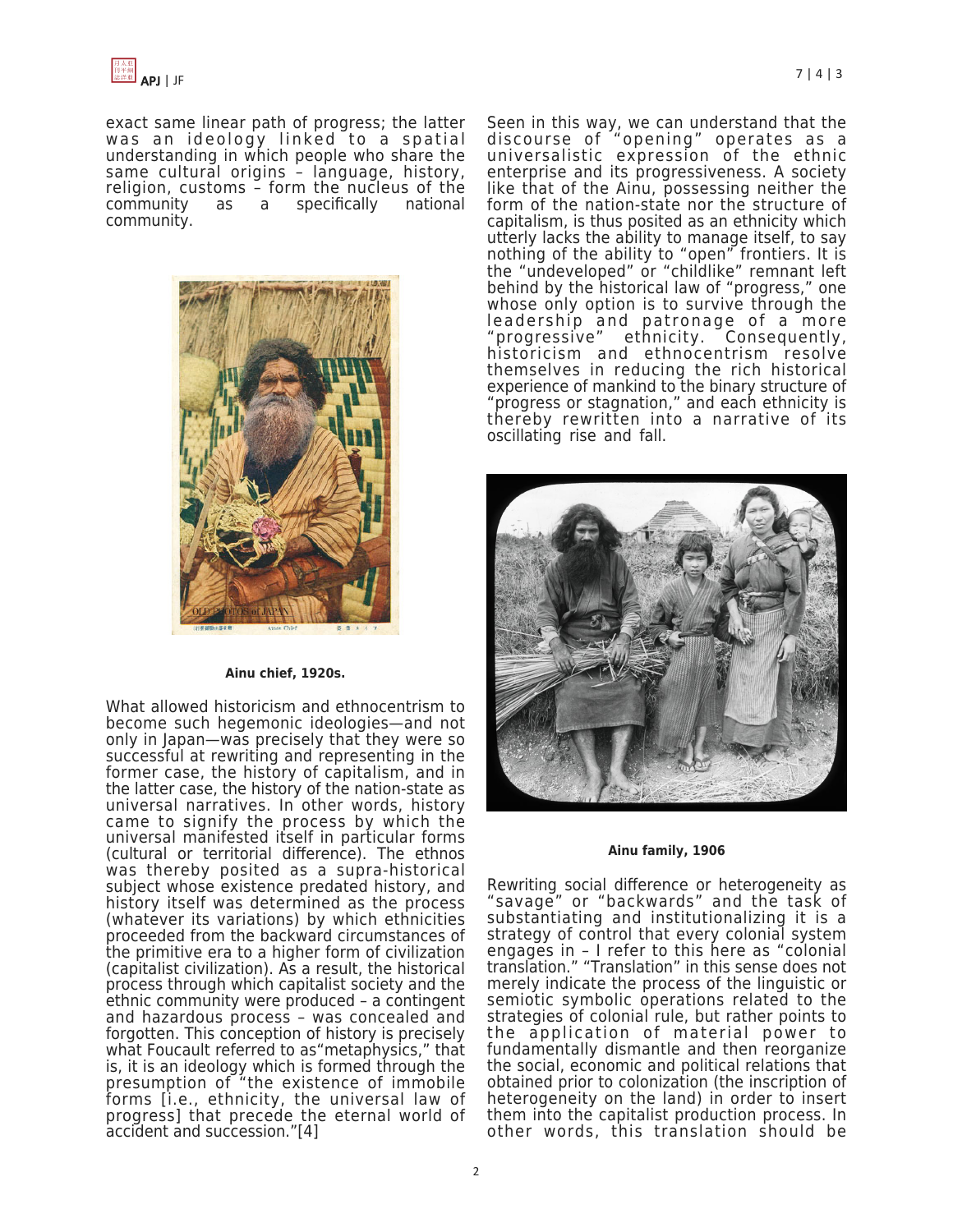exact same linear path of progress; the latter was an ideology linked to a spatial understanding in which people who share the same cultural origins – language, history, religion, customs – form the nucleus of the community as a specifically national community.

Ainu chief, 1920s.

What allowed historicism and ethnocentrism to become such hegemonic ideologies—and not only in Japan—was precisely that they were so successful at rewriting and representing in the former case, the history of capitalism, and in the latter case, the history of the nation-state as universal narratives. In other words, history came to signify the process by which the universal manifested itself in particular forms (cultural or territorial difference). The ethnos was thereby posited as a supra-historical subject whose existence predated history, and history itself was determined as the process (whatever its variations) by which ethnicities proceeded from the backward circumstances of the primitive era to a higher form of civilization (capitalist civilization). As a result, the historical process through which capitalist society and the ethnic community were produced – a contingent and hazardous process – was concealed and forgotten. This conception of history is precisely what Foucault referred to as"metaphysics," that is, it is an ideology which is formed through the presumption of "the existence of immobile forms [i.e., ethnicity, the universal law of progress] that precede the eternal world of accident and succession."[4]

Seen in this way, we can understand that the discourse of "opening" operates as a universalistic expression of the ethnic enterprise and its progressiveness. A society like that of the Ainu, possessing neither the form of the nation-state nor the structure of capitalism, is thus posited as an ethnicity which utterly lacks the ability to manage itself, to say nothing of the ability to "open" frontiers. It is the "undeveloped" or "childlike" remnant left behind by the historical law of "progress," one whose only option is to survive through the leadership and patronage of a more "progressive" ethnicity. Consequently, historicism and ethnocentrism resolve themselves in reducing the rich historical experience of mankind to the binary structure of "progress or stagnation," and each ethnicity is thereby rewritten into a narrative of its oscillating rise and fall.

Ainu family, 1906

Rewriting social difference or heterogeneity as "savage" or "backwards" and the task of substantiating and institutionalizing it is a strategy of control that every colonial system engages in – I refer to this here as "colonial translation." "Translation" in this sense does not merely indicate the process of the linguistic or semiotic symbolic operations related to the strategies of colonial rule, but rather points to the application of material power to fundamentally dismantle and then reorganize the social, economic and political relations that obtained prior to colonization (the inscription of heterogeneity on the land) in order to insert them into the capitalist production process. In other words, this translation should be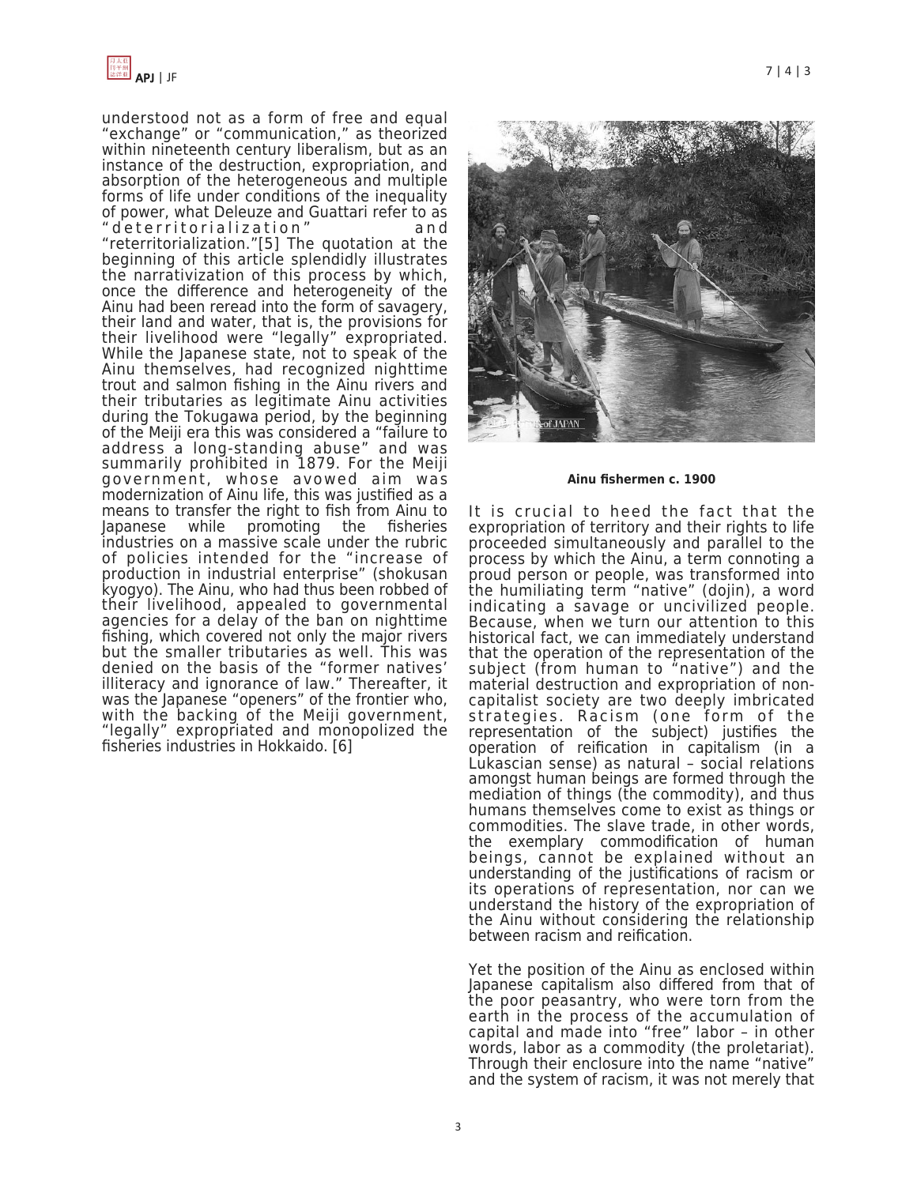understood not as a form of free and equal "exchange" or "communication," as theorized within nineteenth century liberalism, but as an instance of the destruction, expropriation, and absorption of the heterogeneous and multiple forms of life under conditions of the inequality of power, what Deleuze and Guattari refer to as "deterritorialization" and "reterritorialization."[5] The quotation at the beginning of this article splendidly illustrates the narrativization of this process by which, once the difference and heterogeneity of the Ainu had been reread into the form of savagery, their land and water, that is, the provisions for their livelihood were "legally" expropriated. While the Japanese state, not to speak of the Ainu themselves, had recognized nighttime trout and salmon fishing in the Ainu rivers and their tributaries as legitimate Ainu activities during the Tokugawa period, by the beginning of the Meiji era this was considered a "failure to address a long-standing abuse" and was summarily prohibited in 1879. For the Meiji government, whose avowed aim was modernization of Ainu life, this was justified as a means to transfer the right to fish from Ainu to Japanese while promoting the fisheries industries on a massive scale under the rubric of policies intended for the "increase of production in industrial enterprise" (shokusan kyogyo). The Ainu, who had thus been robbed of their livelihood, appealed to governmental agencies for a delay of the ban on nighttime fishing, which covered not only the major rivers but the smaller tributaries as well. This was denied on the basis of the "former natives' illiteracy and ignorance of law." Thereafter, it was the Japanese "openers" of the frontier who, with the backing of the Meiji government, "legally" expropriated and monopolized the fisheries industries in Hokkaido. [6]

**Ainu fishermen c. 1900**

It is crucial to heed the fact that the expropriation of territory and their rights to life proceeded simultaneously and parallel to the process by which the Ainu, a term connoting a proud person or people, was transformed into the humiliating term "native" (dojin), a word indicating a savage or uncivilized people. Because, when we turn our attention to this historical fact, we can immediately understand that the operation of the representation of the subject (from human to "native") and the material destruction and expropriation of non-capitalist society are two deeply imbricated strategies. Racism (one form of the representation of the subject) justifies the operation of reification in capitalism (in a Lukascian sense) as natural – social relations amongst human beings are formed through the mediation of things (the commodity), and thus humans themselves come to exist as things or commodities. The slave trade, in other words, the exemplary commodification of human beings, cannot be explained without an understanding of the justifications of racism or its operations of representation, nor can we understand the history of the expropriation of the Ainu without considering the relationship between racism and reification.

Yet the position of the Ainu as enclosed within Japanese capitalism also differed from that of the poor peasantry, who were torn from the earth in the process of the accumulation of capital and made into "free" labor – in other words, labor as a commodity (the proletariat). Through their enclosure into the name "native" and the system of racism, it was not merely that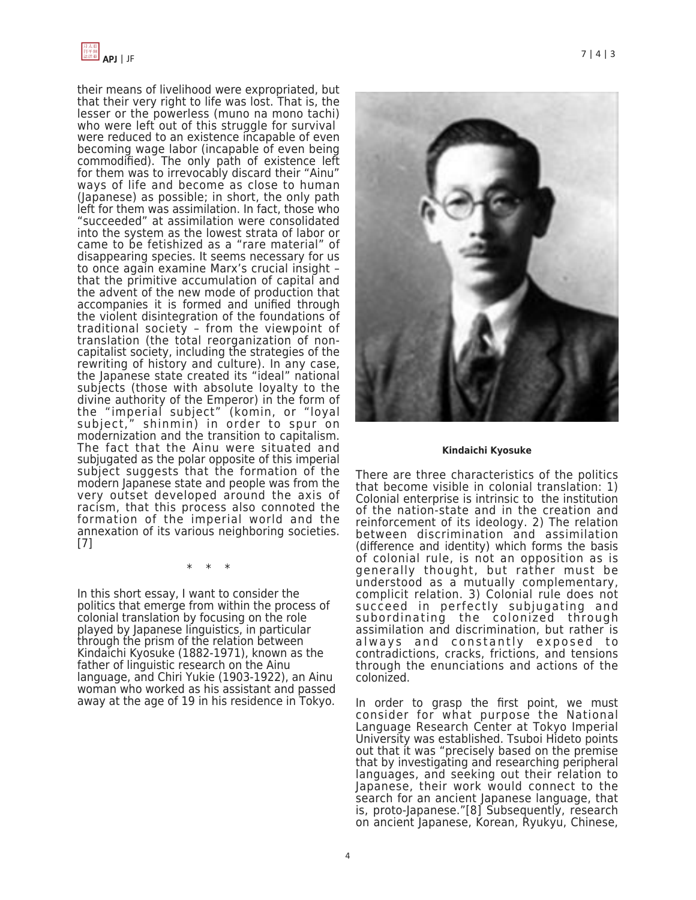their means of livelihood were expropriated, but that their very right to life was lost. That is, the lesser or the powerless (muno na mono tachi) who were left out of this struggle for survival were reduced to an existence incapable of even becoming wage labor (incapable of even being commodified). The only path of existence left for them was to irrevocably discard their "Ainu" ways of life and become as close to human (Japanese) as possible; in short, the only path left for them was assimilation. In fact, those who "succeeded" at assimilation were consolidated into the system as the lowest strata of labor or came to be fetishized as a "rare material" of disappearing species. It seems necessary for us to once again examine Marx's crucial insight – that the primitive accumulation of capital and the advent of the new mode of production that accompanies it is formed and unified through the violent disintegration of the foundations of traditional society – from the viewpoint of translation (the total reorganization of non-capitalist society, including the strategies of the rewriting of history and culture). In any case, the Japanese state created its "ideal" national subjects (those with absolute loyalty to the divine authority of the Emperor) in the form of the "imperial subject" (komin, or "loyal subject," shinmin) in order to spur on modernization and the transition to capitalism. The fact that the Ainu were situated and subjugated as the polar opposite of this imperial subject suggests that the formation of the modern Japanese state and people was from the very outset developed around the axis of racism, that this process also connoted the formation of the imperial world and the annexation of its various neighboring societies. [7]

\* \* \*

In this short essay, I want to consider the politics that emerge from within the process of colonial translation by focusing on the role played by Japanese linguistics, in particular through the prism of the relation between Kindaichi Kyosuke (1882-1971), known as the father of linguistic research on the Ainu language, and Chiri Yukie (1903-1922), an Ainu woman who worked as his assistant and passed away at the age of 19 in his residence in Tokyo.

**Kindaichi Kyosuke**

There are three characteristics of the politics that become visible in colonial translation: 1) Colonial enterprise is intrinsic to the institution of the nation-state and in the creation and reinforcement of its ideology. 2) The relation between discrimination and assimilation (difference and identity) which forms the basis of colonial rule, is not an opposition as is generally thought, but rather must be understood as a mutually complementary, complicit relation. 3) Colonial rule does not succeed in perfectly subjugating and subordinating the colonized through assimilation and discrimination, but rather is always and constantly exposed to contradictions, cracks, frictions, and tensions through the enunciations and actions of the colonized.

In order to grasp the first point, we must consider for what purpose the National Language Research Center at Tokyo Imperial University was established. Tsuboi Hideto points out that it was "precisely based on the premise that by investigating and researching peripheral languages, and seeking out their relation to Japanese, their work would connect to the search for an ancient Japanese language, that is, proto-Japanese."[8] Subsequently, research on ancient Japanese, Korean, Ryukyu, Chinese,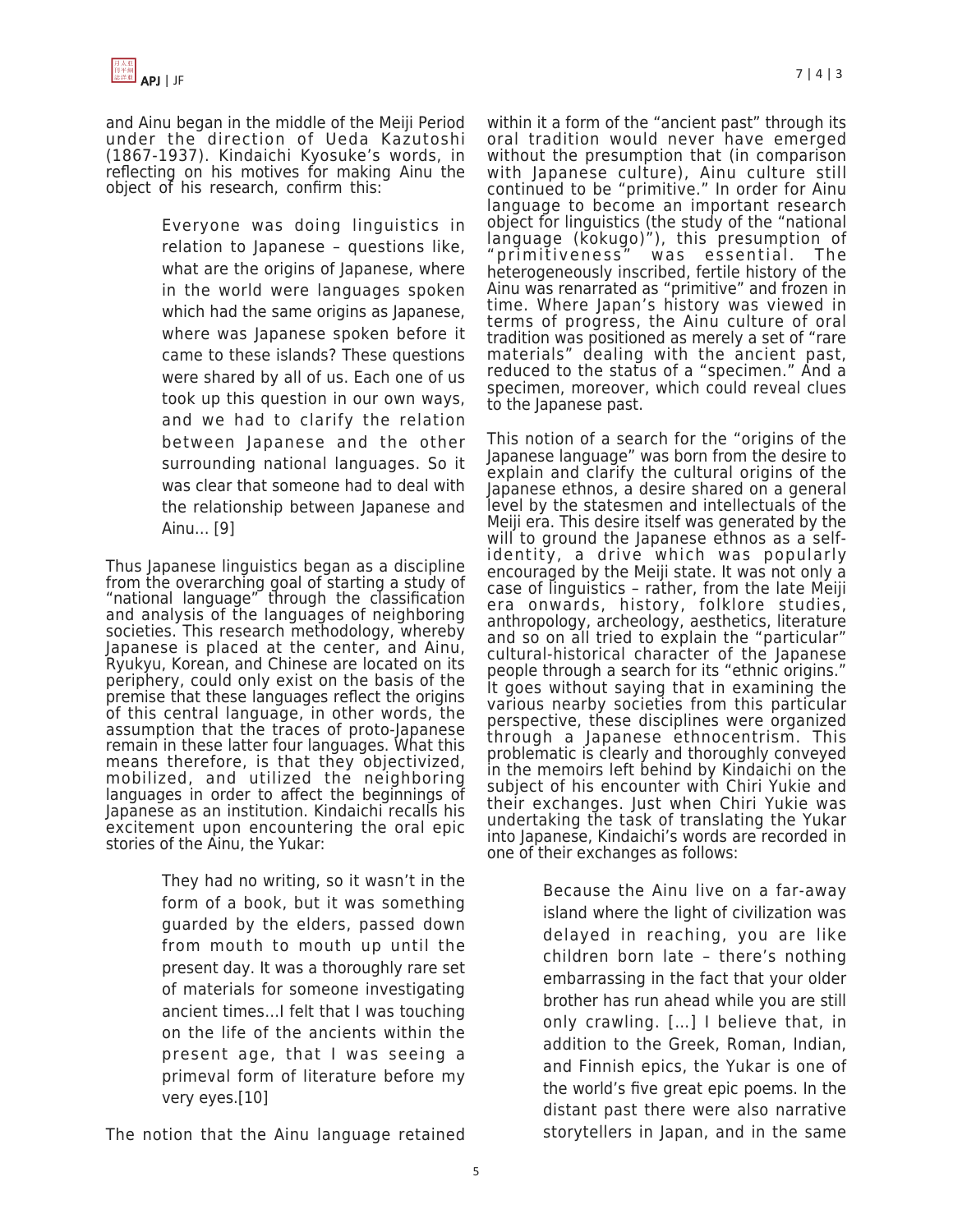and Ainu began in the middle of the Meiji Period under the direction of Ueda Kazutoshi (1867-1937). Kindaichi Kyosuke's words, in reflecting on his motives for making Ainu the object of his research, confirm this:

> Everyone was doing linguistics in relation to Japanese – questions like, what are the origins of Japanese, where in the world were languages spoken which had the same origins as Japanese, where was Japanese spoken before it came to these islands? These questions were shared by all of us. Each one of us took up this question in our own ways, and we had to clarify the relation between Japanese and the other surrounding national languages. So it was clear that someone had to deal with the relationship between Japanese and Ainu... [9]

Thus Japanese linguistics began as a discipline from the overarching goal of starting a study of "national language" through the classification and analysis of the languages of neighboring societies. This research methodology, whereby Japanese is placed at the center, and Ainu, Ryukyu, Korean, and Chinese are located on its periphery, could only exist on the basis of the premise that these languages reflect the origins of this central language, in other words, the assumption that the traces of proto-Japanese remain in these latter four languages. What this means therefore, is that they objectivized, mobilized, and utilized the neighboring languages in order to affect the beginnings of Japanese as an institution. Kindaichi recalls his excitement upon encountering the oral epic stories of the Ainu, the Yukar:

> They had no writing, so it wasn't in the form of a book, but it was something guarded by the elders, passed down from mouth to mouth up until the present day. It was a thoroughly rare set of materials for someone investigating ancient times...I felt that I was touching on the life of the ancients within the present age, that I was seeing a primeval form of literature before my very eyes.[10]

The notion that the Ainu language retained within it a form of the "ancient past" through its oral tradition would never have emerged without the presumption that (in comparison with Japanese culture), Ainu culture still continued to be "primitive." In order for Ainu language to become an important research object for linguistics (the study of the "national language (kokugo)"), this presumption of "primitiveness" was essential. The heterogeneously inscribed, fertile history of the Ainu was renarrated as "primitive" and frozen in time. Where Japan's history was viewed in terms of progress, the Ainu culture of oral tradition was positioned as merely a set of "rare materials" dealing with the ancient past, reduced to the status of a "specimen." And a specimen, moreover, which could reveal clues to the Japanese past.

This notion of a search for the "origins of the Japanese language" was born from the desire to explain and clarify the cultural origins of the Japanese ethnos, a desire shared on a general level by the statesmen and intellectuals of the Meiji era. This desire itself was generated by the will to ground the Japanese ethnos as a self-identity, a drive which was popularly encouraged by the Meiji state. It was not only a case of linguistics – rather, from the late Meiji era onwards, history, folklore studies, anthropology, archeology, aesthetics, literature and so on all tried to explain the "particular" cultural-historical character of the Japanese people through a search for its "ethnic origins." It goes without saying that in examining the various nearby societies from this particular perspective, these disciplines were organized through a Japanese ethnocentrism. This problematic is clearly and thoroughly conveyed in the memoirs left behind by Kindaichi on the subject of his encounter with Chiri Yukie and their exchanges. Just when Chiri Yukie was undertaking the task of translating the Yukar into Japanese, Kindaichi's words are recorded in one of their exchanges as follows:

> Because the Ainu live on a far-away island where the light of civilization was delayed in reaching, you are like children born late – there's nothing embarrassing in the fact that your older brother has run ahead while you are still only crawling. [...] I believe that, in addition to the Greek, Roman, Indian, and Finnish epics, the Yukar is one of the world's five great epic poems. In the distant past there were also narrative storytellers in Japan, and in the same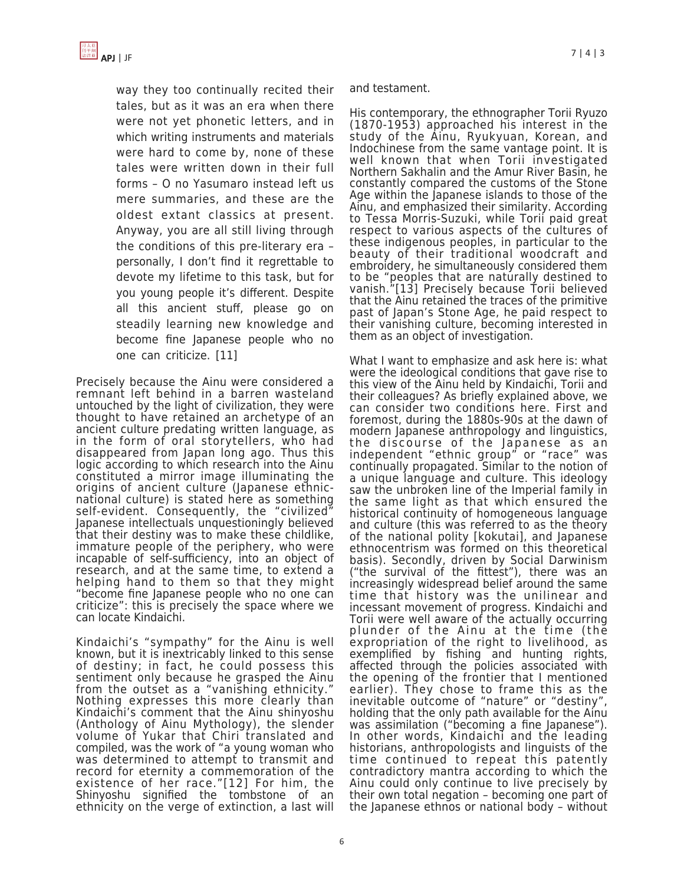> way they too continually recited their tales, but as it was an era when there were not yet phonetic letters, and in which writing instruments and materials were hard to come by, none of these tales were written down in their full forms – O no Yasumaro instead left us mere summaries, and these are the oldest extant classics at present. Anyway, you are all still living through the conditions of this pre-literary era – personally, I don't find it regrettable to devote my lifetime to this task, but for you young people it's different. Despite all this ancient stuff, please go on steadily learning new knowledge and become fine Japanese people who no one can criticize. [11]

Precisely because the Ainu were considered a remnant left behind in a barren wasteland untouched by the light of civilization, they were thought to have retained an archetype of an ancient culture predating written language, as in the form of oral storytellers, who had disappeared from Japan long ago. Thus this logic according to which research into the Ainu constituted a mirror image illuminating the origins of ancient culture (Japanese ethnic-national culture) is stated here as something self-evident. Consequently, the "civilized" Japanese intellectuals unquestioningly believed that their destiny was to make these childlike, immature people of the periphery, who were incapable of self-sufficiency, into an object of research, and at the same time, to extend a helping hand to them so that they might "become fine Japanese people who no one can criticize": this is precisely the space where we can locate Kindaichi.

Kindaichi's "sympathy" for the Ainu is well known, but it is inextricably linked to this sense of destiny; in fact, he could possess this sentiment only because he grasped the Ainu from the outset as a "vanishing ethnicity." Nothing expresses this more clearly than Kindaichi's comment that the Ainu shinyoshu (Anthology of Ainu Mythology), the slender volume of Yukar that Chiri translated and compiled, was the work of "a young woman who was determined to attempt to transmit and record for eternity a commemoration of the existence of her race."[12] For him, the Shinyoshu signified the tombstone of an ethnicity on the verge of extinction, a last will and testament.

His contemporary, the ethnographer Torii Ryuzo (1870-1953) approached his interest in the study of the Ainu, Ryukyuan, Korean, and Indochinese from the same vantage point. It is well known that when Torii investigated Northern Sakhalin and the Amur River Basin, he constantly compared the customs of the Stone Age within the Japanese islands to those of the Ainu, and emphasized their similarity. According to Tessa Morris-Suzuki, while Torii paid great respect to various aspects of the cultures of these indigenous peoples, in particular to the beauty of their traditional woodcraft and embroidery, he simultaneously considered them to be "peoples that are naturally destined to vanish."[13] Precisely because Torii believed that the Ainu retained the traces of the primitive past of Japan's Stone Age, he paid respect to their vanishing culture, becoming interested in them as an object of investigation.

What I want to emphasize and ask here is: what were the ideological conditions that gave rise to this view of the Ainu held by Kindaichi, Torii and their colleagues? As briefly explained above, we can consider two conditions here. First and foremost, during the 1880s-90s at the dawn of modern Japanese anthropology and linguistics, the discourse of the Japanese as an independent "ethnic group" or "race" was continually propagated. Similar to the notion of a unique language and culture. This ideology saw the unbroken line of the Imperial family in the same light as that which ensured the historical continuity of homogeneous language and culture (this was referred to as the theory of the national polity [kokutai], and Japanese ethnocentrism was formed on this theoretical basis). Secondly, driven by Social Darwinism ("the survival of the fittest"), there was an increasingly widespread belief around the same time that history was the unilinear and incessant movement of progress. Kindaichi and Torii were well aware of the actually occurring plunder of the Ainu at the time (the expropriation of the right to livelihood, as exemplified by fishing and hunting rights, affected through the policies associated with the opening of the frontier that I mentioned earlier). They chose to frame this as the inevitable outcome of "nature" or "destiny", holding that the only path available for the Ainu was assimilation ("becoming a fine Japanese"). In other words, Kindaichi and the leading historians, anthropologists and linguists of the time continued to repeat this patently contradictory mantra according to which the Ainu could only continue to live precisely by their own total negation – becoming one part of the Japanese ethnos or national body – without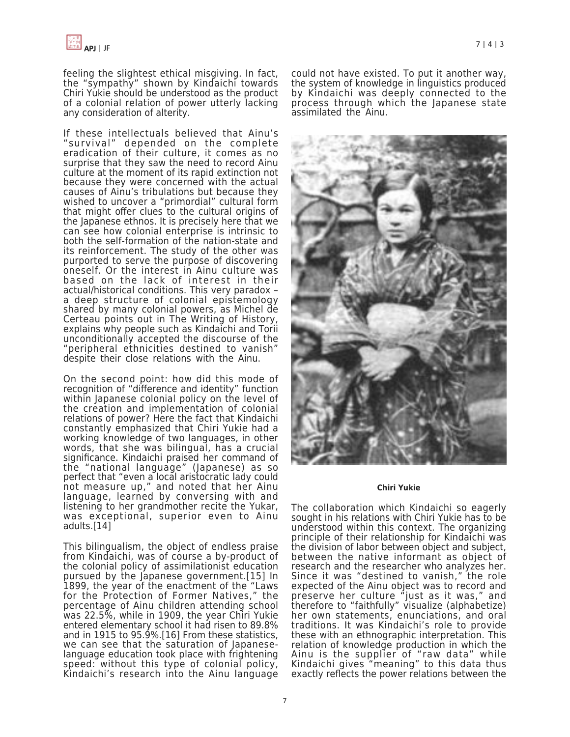feeling the slightest ethical misgiving. In fact, the "sympathy" shown by Kindaichi towards Chiri Yukie should be understood as the product of a colonial relation of power utterly lacking any consideration of alterity.

If these intellectuals believed that Ainu's "survival" depended on the complete eradication of their culture, it comes as no surprise that they saw the need to record Ainu culture at the moment of its rapid extinction not because they were concerned with the actual causes of Ainu's tribulations but because they wished to uncover a "primordial" cultural form that might offer clues to the cultural origins of the Japanese ethnos. It is precisely here that we can see how colonial enterprise is intrinsic to both the self-formation of the nation-state and its reinforcement. The study of the other was purported to serve the purpose of discovering oneself. Or the interest in Ainu culture was based on the lack of interest in their actual/historical conditions. This very paradox – a deep structure of colonial epistemology shared by many colonial powers, as Michel de Certeau points out in The Writing of History, explains why people such as Kindaichi and Torii unconditionally accepted the discourse of the "peripheral ethnicities destined to vanish" despite their close relations with the Ainu.

On the second point: how did this mode of recognition of "difference and identity" function within Japanese colonial policy on the level of the creation and implementation of colonial relations of power? Here the fact that Kindaichi constantly emphasized that Chiri Yukie had a working knowledge of two languages, in other words, that she was bilingual, has a crucial significance. Kindaichi praised her command of the "national language" (Japanese) as so perfect that "even a local aristocratic lady could not measure up," and noted that her Ainu language, learned by conversing with and listening to her grandmother recite the Yukar, was exceptional, superior even to Ainu adults.[14]

This bilingualism, the object of endless praise from Kindaichi, was of course a by-product of the colonial policy of assimilationist education pursued by the Japanese government.[15] In 1899, the year of the enactment of the "Laws for the Protection of Former Natives," the percentage of Ainu children attending school was 22.5%, while in 1909, the year Chiri Yukie entered elementary school it had risen to 89.8% and in 1915 to 95.9%.[16] From these statistics, we can see that the saturation of Japanese-language education took place with frightening speed: without this type of colonial policy, Kindaichi's research into the Ainu language could not have existed. To put it another way, the system of knowledge in linguistics produced by Kindaichi was deeply connected to the process through which the Japanese state assimilated the Ainu.

**Chiri Yukie**

The collaboration which Kindaichi so eagerly sought in his relations with Chiri Yukie has to be understood within this context. The organizing principle of their relationship for Kindaichi was the division of labor between object and subject, between the native informant as object of research and the researcher who analyzes her. Since it was "destined to vanish," the role expected of the Ainu object was to record and preserve her culture "just as it was," and therefore to "faithfully" visualize (alphabetize) her own statements, enunciations, and oral traditions. It was Kindaichi's role to provide these with an ethnographic interpretation. This relation of knowledge production in which the Ainu is the supplier of "raw data" while Kindaichi gives "meaning" to this data thus exactly reflects the power relations between the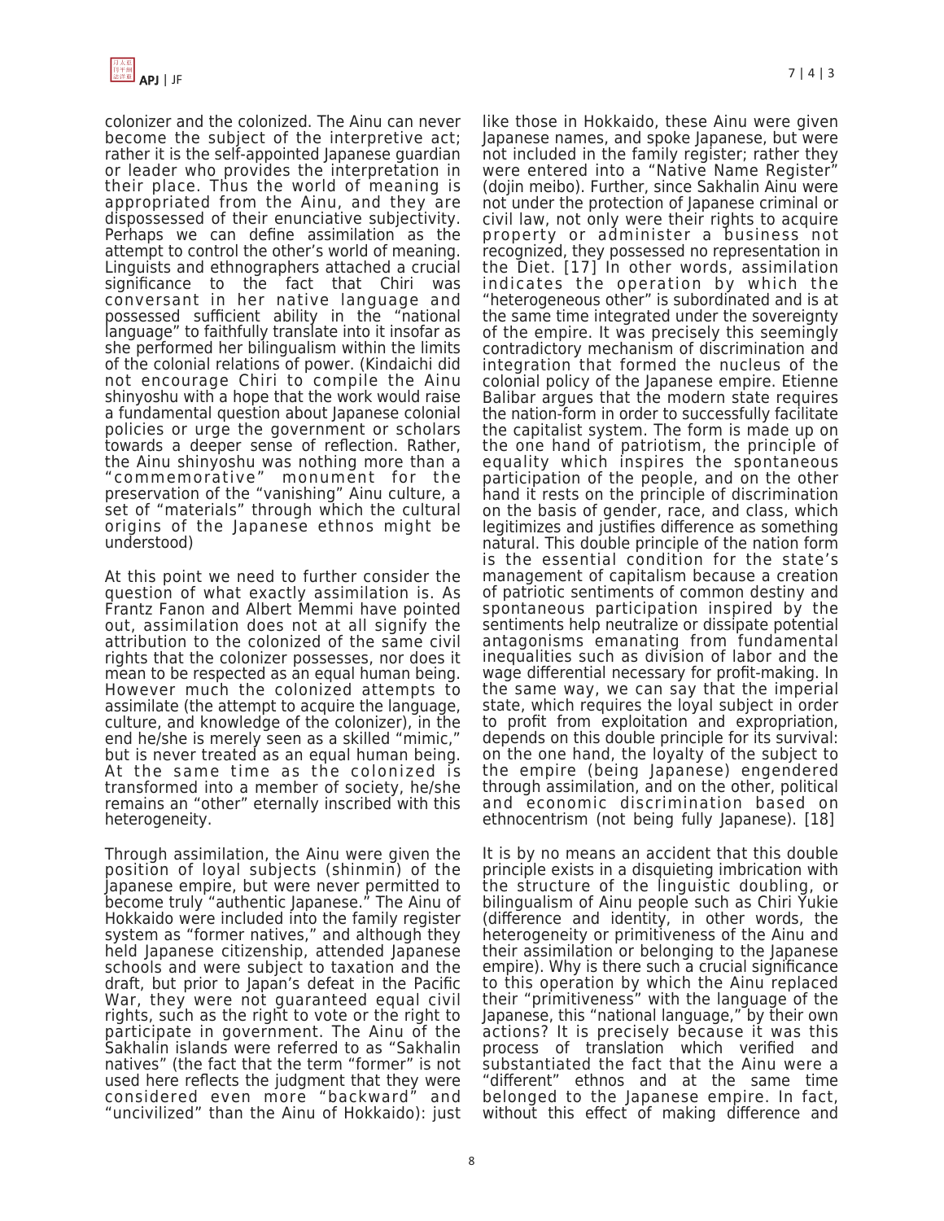colonizer and the colonized. The Ainu can never become the subject of the interpretive act; rather it is the self-appointed Japanese guardian or leader who provides the interpretation in their place. Thus the world of meaning is appropriated from the Ainu, and they are dispossessed of their enunciative subjectivity. Perhaps we can define assimilation as the attempt to control the other's world of meaning. Linguists and ethnographers attached a crucial significance to the fact that Chiri was conversant in her native language and possessed sufficient ability in the "national language" to faithfully translate into it insofar as she performed her bilingualism within the limits of the colonial relations of power. (Kindaichi did not encourage Chiri to compile the Ainu shinyoshu with a hope that the work would raise a fundamental question about Japanese colonial policies or urge the government or scholars towards a deeper sense of reflection. Rather, the Ainu shinyoshu was nothing more than a "commemorative" monument for the preservation of the "vanishing" Ainu culture, a set of "materials" through which the cultural origins of the Japanese ethnos might be understood)

At this point we need to further consider the question of what exactly assimilation is. As Frantz Fanon and Albert Memmi have pointed out, assimilation does not at all signify the attribution to the colonized of the same civil rights that the colonizer possesses, nor does it mean to be respected as an equal human being. However much the colonized attempts to assimilate (the attempt to acquire the language, culture, and knowledge of the colonizer), in the end he/she is merely seen as a skilled "mimic," but is never treated as an equal human being. At the same time as the colonized is transformed into a member of society, he/she remains an "other" eternally inscribed with this heterogeneity.

Through assimilation, the Ainu were given the position of loyal subjects (shinmin) of the Japanese empire, but were never permitted to become truly "authentic Japanese." The Ainu of Hokkaido were included into the family register system as "former natives," and although they held Japanese citizenship, attended Japanese schools and were subject to taxation and the draft, but prior to Japan's defeat in the Pacific War, they were not guaranteed equal civil rights, such as the right to vote or the right to participate in government. The Ainu of the Sakhalin islands were referred to as "Sakhalin natives" (the fact that the term "former" is not used here reflects the judgment that they were considered even more "backward" and "uncivilized" than the Ainu of Hokkaido): just like those in Hokkaido, these Ainu were given Japanese names, and spoke Japanese, but were not included in the family register; rather they were entered into a "Native Name Register" (dojin meibo). Further, since Sakhalin Ainu were not under the protection of Japanese criminal or civil law, not only were their rights to acquire property or administer a business not recognized, they possessed no representation in the Diet. [17] In other words, assimilation indicates the operation by which the "heterogeneous other" is subordinated and is at the same time integrated under the sovereignty of the empire. It was precisely this seemingly contradictory mechanism of discrimination and integration that formed the nucleus of the colonial policy of the Japanese empire. Etienne Balibar argues that the modern state requires the nation-form in order to successfully facilitate the capitalist system. The form is made up on the one hand of patriotism, the principle of equality which inspires the spontaneous participation of the people, and on the other hand it rests on the principle of discrimination on the basis of gender, race, and class, which legitimizes and justifies difference as something natural. This double principle of the nation form is the essential condition for the state's management of capitalism because a creation of patriotic sentiments of common destiny and spontaneous participation inspired by the sentiments help neutralize or dissipate potential antagonisms emanating from fundamental inequalities such as division of labor and the wage differential necessary for profit-making. In the same way, we can say that the imperial state, which requires the loyal subject in order to profit from exploitation and expropriation, depends on this double principle for its survival: on the one hand, the loyalty of the subject to the empire (being Japanese) engendered through assimilation, and on the other, political and economic discrimination based on ethnocentrism (not being fully Japanese). [18]

It is by no means an accident that this double principle exists in a disquieting imbrication with the structure of the linguistic doubling, or bilingualism of Ainu people such as Chiri Yukie (difference and identity, in other words, the heterogeneity or primitiveness of the Ainu and their assimilation or belonging to the Japanese empire). Why is there such a crucial significance to this operation by which the Ainu replaced their "primitiveness" with the language of the Japanese, this "national language," by their own actions? It is precisely because it was this process of translation which verified and substantiated the fact that the Ainu were a "different" ethnos and at the same time belonged to the Japanese empire. In fact, without this effect of making difference and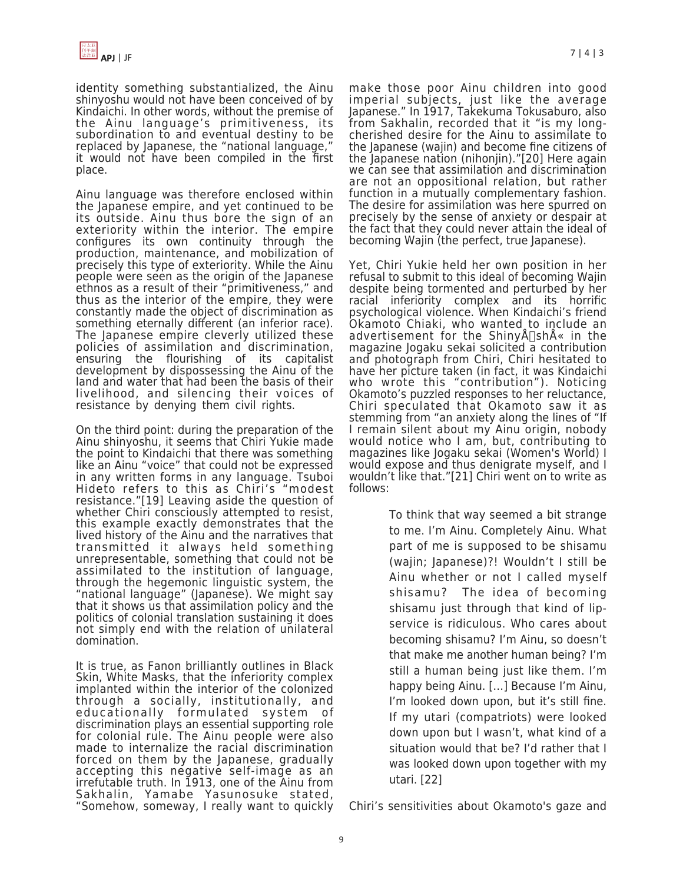identity something substantialized, the Ainu shinyoshu would not have been conceived of by Kindaichi. In other words, without the premise of the Ainu language's primitiveness, its subordination to and eventual destiny to be replaced by Japanese, the "national language," it would not have been compiled in the first place.

Ainu language was therefore enclosed within the Japanese empire, and yet continued to be its outside. Ainu thus bore the sign of an exteriority within the interior. The empire configures its own continuity through the production, maintenance, and mobilization of precisely this type of exteriority. While the Ainu people were seen as the origin of the Japanese ethnos as a result of their "primitiveness," and thus as the interior of the empire, they were constantly made the object of discrimination as something eternally different (an inferior race). The Japanese empire cleverly utilized these policies of assimilation and discrimination, ensuring the flourishing of its capitalist development by dispossessing the Ainu of the land and water that had been the basis of their livelihood, and silencing their voices of resistance by denying them civil rights.

On the third point: during the preparation of the Ainu shinyoshu, it seems that Chiri Yukie made the point to Kindaichi that there was something like an Ainu "voice" that could not be expressed in any written forms in any language. Tsuboi Hideto refers to this as Chiri's "modest resistance."[19] Leaving aside the question of whether Chiri consciously attempted to resist, this example exactly demonstrates that the lived history of the Ainu and the narratives that transmitted it always held something unrepresentable, something that could not be assimilated to the institution of language, through the hegemonic linguistic system, the "national language" (Japanese). We might say that it shows us that assimilation policy and the politics of colonial translation sustaining it does not simply end with the relation of unilateral domination.

It is true, as Fanon brilliantly outlines in Black Skin, White Masks, that the inferiority complex implanted within the interior of the colonized through a socially, institutionally, and educationally formulated system of discrimination plays an essential supporting role for colonial rule. The Ainu people were also made to internalize the racial discrimination forced on them by the Japanese, gradually accepting this negative self-image as an irrefutable truth. In 1913, one of the Ainu from Sakhalin, Yamabe Yasunosuke stated, "Somehow, someway, I really want to quickly make those poor Ainu children into good imperial subjects, just like the average Japanese." In 1917, Takekuma Tokusaburo, also from Sakhalin, recorded that it "is my long-cherished desire for the Ainu to assimilate to the Japanese (wajin) and become fine citizens of the Japanese nation (nihonjin)."[20] Here again we can see that assimilation and discrimination are not an oppositional relation, but rather function in a mutually complementary fashion. The desire for assimilation was here spurred on precisely by the sense of anxiety or despair at the fact that they could never attain the ideal of becoming Wajin (the perfect, true Japanese).

Yet, Chiri Yukie held her own position in her refusal to submit to this ideal of becoming Wajin despite being tormented and perturbed by her racial inferiority complex and its horrific psychological violence. When Kindaichi's friend Okamoto Chiaki, who wanted to include an advertisement for the ShinyÅshÅ« in the magazine Jogaku sekai solicited a contribution and photograph from Chiri, Chiri hesitated to have her picture taken (in fact, it was Kindaichi who wrote this "contribution"). Noticing Okamoto's puzzled responses to her reluctance, Chiri speculated that Okamoto saw it as stemming from "an anxiety along the lines of "If I remain silent about my Ainu origin, nobody would notice who I am, but, contributing to magazines like Jogaku sekai (Women's World) I would expose and thus denigrate myself, and I wouldn't like that."[21] Chiri went on to write as follows:

> To think that way seemed a bit strange to me. I'm Ainu. Completely Ainu. What part of me is supposed to be shisamu (wajin; Japanese)?! Wouldn't I still be Ainu whether or not I called myself shisamu? The idea of becoming shisamu just through that kind of lip-service is ridiculous. Who cares about becoming shisamu? I'm Ainu, so doesn't that make me another human being? I'm still a human being just like them. I'm happy being Ainu. [...] Because I'm Ainu, I'm looked down upon, but it's still fine. If my utari (compatriots) were looked down upon but I wasn't, what kind of a situation would that be? I'd rather that I was looked down upon together with my utari. [22]

Chiri's sensitivities about Okamoto's gaze and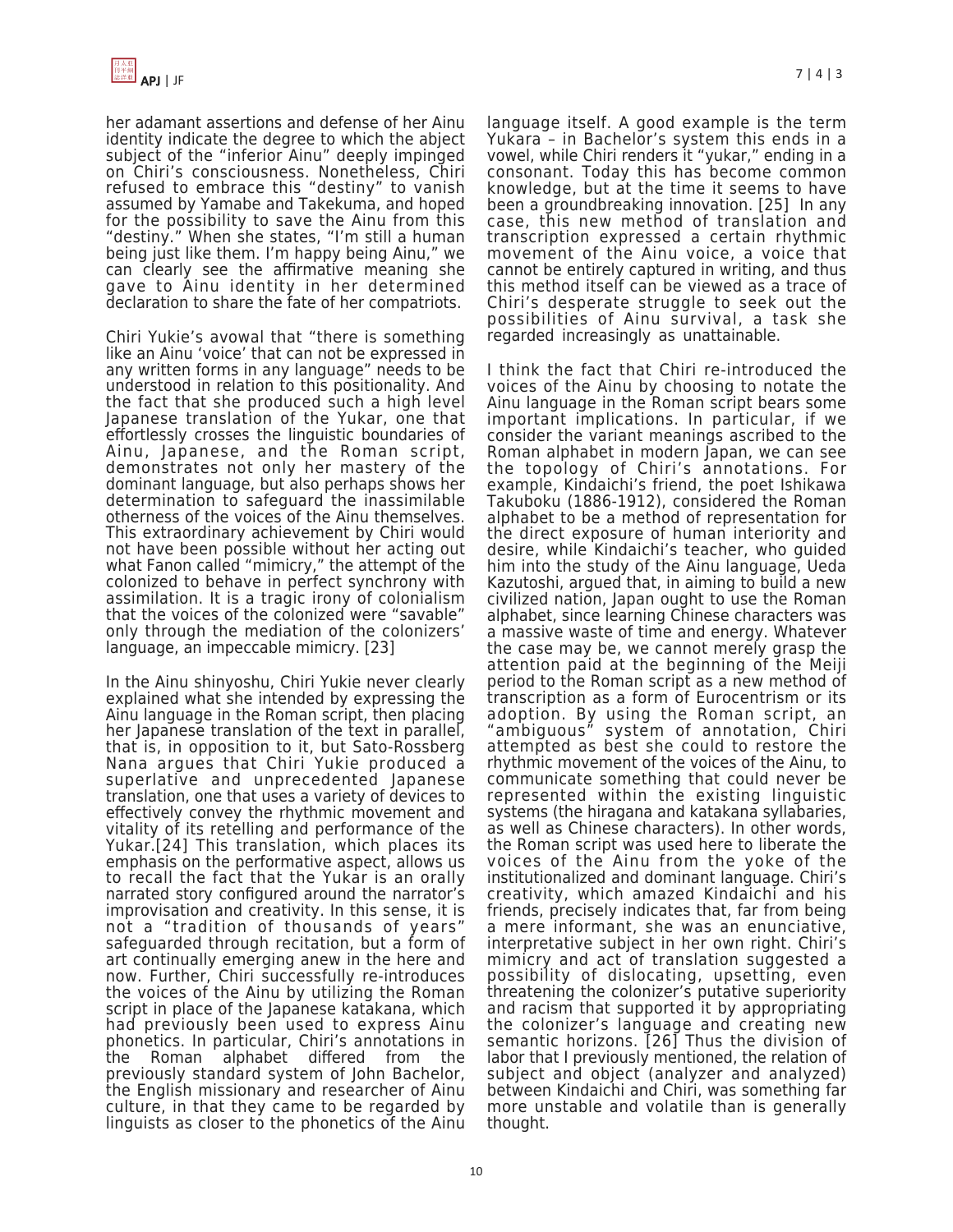her adamant assertions and defense of her Ainu identity indicate the degree to which the abject subject of the "inferior Ainu" deeply impinged on Chiri's consciousness. Nonetheless, Chiri refused to embrace this "destiny" to vanish assumed by Yamabe and Takekuma, and hoped for the possibility to save the Ainu from this "destiny." When she states, "I'm still a human being just like them. I'm happy being Ainu," we can clearly see the affirmative meaning she gave to Ainu identity in her determined declaration to share the fate of her compatriots.

Chiri Yukie's avowal that "there is something like an Ainu 'voice' that can not be expressed in any written forms in any language" needs to be understood in relation to this positionality. And the fact that she produced such a high level Japanese translation of the Yukar, one that effortlessly crosses the linguistic boundaries of Ainu, Japanese, and the Roman script, demonstrates not only her mastery of the dominant language, but also perhaps shows her determination to safeguard the inassimilable otherness of the voices of the Ainu themselves. This extraordinary achievement by Chiri would not have been possible without her acting out what Fanon called "mimicry," the attempt of the colonized to behave in perfect synchrony with assimilation. It is a tragic irony of colonialism that the voices of the colonized were "savable" only through the mediation of the colonizers' language, an impeccable mimicry. [23]

In the Ainu shinyoshu, Chiri Yukie never clearly explained what she intended by expressing the Ainu language in the Roman script, then placing her Japanese translation of the text in parallel, that is, in opposition to it, but Sato-Rossberg Nana argues that Chiri Yukie produced a superlative and unprecedented Japanese translation, one that uses a variety of devices to effectively convey the rhythmic movement and vitality of its retelling and performance of the Yukar.[24] This translation, which places its emphasis on the performative aspect, allows us to recall the fact that the Yukar is an orally narrated story configured around the narrator's improvisation and creativity. In this sense, it is not a "tradition of thousands of years" safeguarded through recitation, but a form of art continually emerging anew in the here and now. Further, Chiri successfully re-introduces the voices of the Ainu by utilizing the Roman script in place of the Japanese katakana, which had previously been used to express Ainu phonetics. In particular, Chiri's annotations in the Roman alphabet differed from the previously standard system of John Bachelor, the English missionary and researcher of Ainu culture, in that they came to be regarded by linguists as closer to the phonetics of the Ainu language itself. A good example is the term Yukara – in Bachelor's system this ends in a vowel, while Chiri renders it "yukar," ending in a consonant. Today this has become common knowledge, but at the time it seems to have been a groundbreaking innovation. [25] In any case, this new method of translation and transcription expressed a certain rhythmic movement of the Ainu voice, a voice that cannot be entirely captured in writing, and thus this method itself can be viewed as a trace of Chiri's desperate struggle to seek out the possibilities of Ainu survival, a task she regarded increasingly as unattainable.

I think the fact that Chiri re-introduced the voices of the Ainu by choosing to notate the Ainu language in the Roman script bears some important implications. In particular, if we consider the variant meanings ascribed to the Roman alphabet in modern Japan, we can see the topology of Chiri's annotations. For example, Kindaichi's friend, the poet Ishikawa Takuboku (1886-1912), considered the Roman alphabet to be a method of representation for the direct exposure of human interiority and desire, while Kindaichi's teacher, who guided him into the study of the Ainu language, Ueda Kazutoshi, argued that, in aiming to build a new civilized nation, Japan ought to use the Roman alphabet, since learning Chinese characters was a massive waste of time and energy. Whatever the case may be, we cannot merely grasp the attention paid at the beginning of the Meiji period to the Roman script as a new method of transcription as a form of Eurocentrism or its adoption. By using the Roman script, an "ambiguous" system of annotation, Chiri attempted as best she could to restore the rhythmic movement of the voices of the Ainu, to communicate something that could never be represented within the existing linguistic systems (the hiragana and katakana syllabaries, as well as Chinese characters). In other words, the Roman script was used here to liberate the voices of the Ainu from the yoke of the institutionalized and dominant language. Chiri's creativity, which amazed Kindaichi and his friends, precisely indicates that, far from being a mere informant, she was an enunciative, interpretative subject in her own right. Chiri's mimicry and act of translation suggested a possibility of dislocating, upsetting, even threatening the colonizer's putative superiority and racism that supported it by appropriating the colonizer's language and creating new semantic horizons. [26] Thus the division of labor that I previously mentioned, the relation of subject and object (analyzer and analyzed) between Kindaichi and Chiri, was something far more unstable and volatile than is generally thought.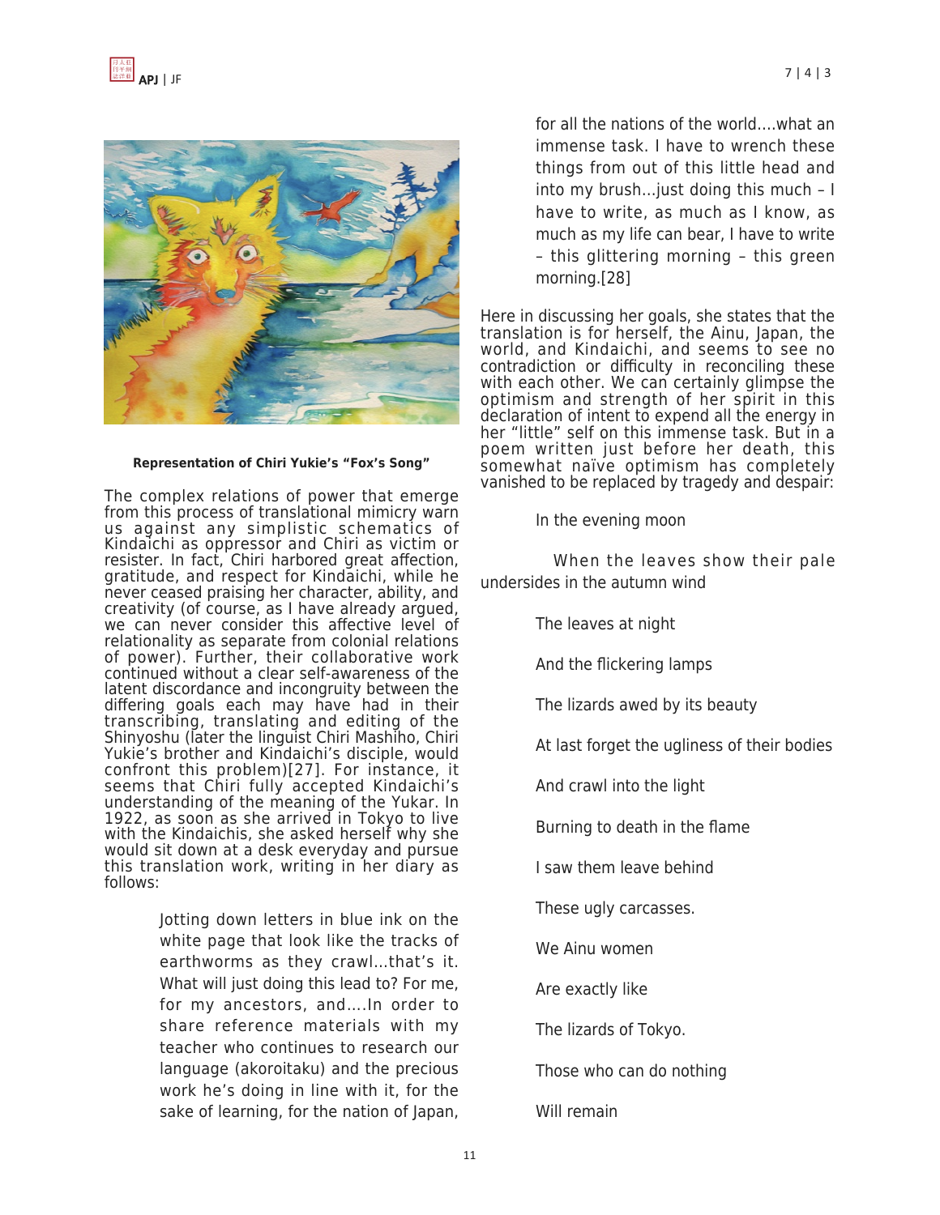Representation of Chiri Yukie's "Fox's Song"

The complex relations of power that emerge from this process of translational mimicry warn us against any simplistic schematics of Kindaichi as oppressor and Chiri as victim or resister. In fact, Chiri harbored great affection, gratitude, and respect for Kindaichi, while he never ceased praising her character, ability, and creativity (of course, as I have already argued, we can never consider this affective level of relationality as separate from colonial relations of power). Further, their collaborative work continued without a clear self-awareness of the latent discordance and incongruity between the differing goals each may have had in their transcribing, translating and editing of the Shinyoshu (later the linguist Chiri Mashiho, Chiri Yukie's brother and Kindaichi's disciple, would confront this problem)[27]. For instance, it seems that Chiri fully accepted Kindaichi's understanding of the meaning of the Yukar. In 1922, as soon as she arrived in Tokyo to live with the Kindaichis, she asked herself why she would sit down at a desk everyday and pursue this translation work, writing in her diary as follows:

> Jotting down letters in blue ink on the white page that look like the tracks of earthworms as they crawl…that's it. What will just doing this lead to? For me, for my ancestors, and….In order to share reference materials with my teacher who continues to research our language (akoroitaku) and the precious work he's doing in line with it, for the sake of learning, for the nation of Japan, for all the nations of the world….what an immense task. I have to wrench these things from out of this little head and into my brush…just doing this much – I have to write, as much as I know, as much as my life can bear, I have to write – this glittering morning – this green morning.[28]

Here in discussing her goals, she states that the translation is for herself, the Ainu, Japan, the world, and Kindaichi, and seems to see no contradiction or difficulty in reconciling these with each other. We can certainly glimpse the optimism and strength of her spirit in this declaration of intent to expend all the energy in her "little" self on this immense task. But in a poem written just before her death, this somewhat naïve optimism has completely vanished to be replaced by tragedy and despair:

> In the evening moon
>
> When the leaves show their pale undersides in the autumn wind
>
> The leaves at night
>
> And the flickering lamps
>
> The lizards awed by its beauty
>
> At last forget the ugliness of their bodies
>
> And crawl into the light
>
> Burning to death in the flame
>
> I saw them leave behind
>
> These ugly carcasses.
>
> We Ainu women
>
> Are exactly like
>
> The lizards of Tokyo.
>
> Those who can do nothing
>
> Will remain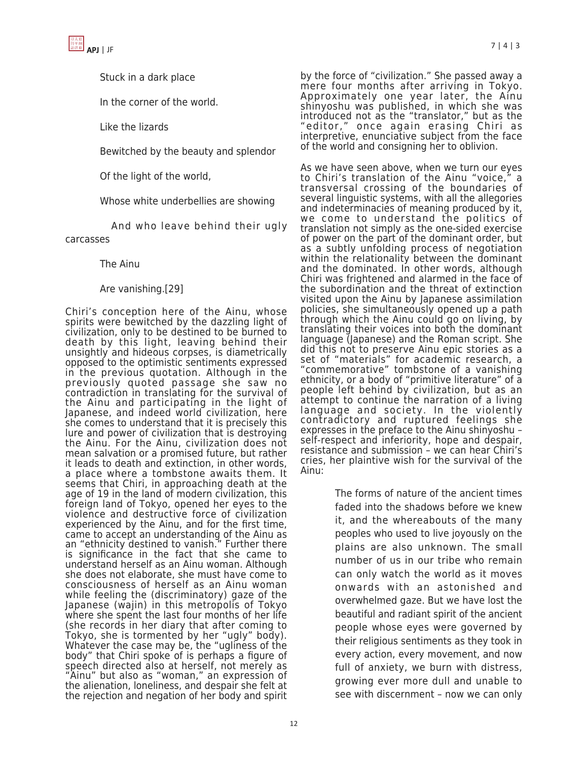Stuck in a dark place

In the corner of the world.

Like the lizards

Bewitched by the beauty and splendor

Of the light of the world,

Whose white underbellies are showing

And who leave behind their ugly carcasses

The Ainu

Are vanishing.[29]

Chiri's conception here of the Ainu, whose spirits were bewitched by the dazzling light of civilization, only to be destined to be burned to death by this light, leaving behind their unsightly and hideous corpses, is diametrically opposed to the optimistic sentiments expressed in the previous quotation. Although in the previously quoted passage she saw no contradiction in translating for the survival of the Ainu and participating in the light of Japanese, and indeed world civilization, here she comes to understand that it is precisely this lure and power of civilization that is destroying the Ainu. For the Ainu, civilization does not mean salvation or a promised future, but rather it leads to death and extinction, in other words, a place where a tombstone awaits them. It seems that Chiri, in approaching death at the age of 19 in the land of modern civilization, this foreign land of Tokyo, opened her eyes to the violence and destructive force of civilization experienced by the Ainu, and for the first time, came to accept an understanding of the Ainu as an "ethnicity destined to vanish." Further there is significance in the fact that she came to understand herself as an Ainu woman. Although she does not elaborate, she must have come to consciousness of herself as an Ainu woman while feeling the (discriminatory) gaze of the Japanese (wajin) in this metropolis of Tokyo where she spent the last four months of her life (she records in her diary that after coming to Tokyo, she is tormented by her "ugly" body). Whatever the case may be, the "ugliness of the body" that Chiri spoke of is perhaps a figure of speech directed also at herself, not merely as "Ainu" but also as "woman," an expression of the alienation, loneliness, and despair she felt at the rejection and negation of her body and spirit by the force of "civilization." She passed away a mere four months after arriving in Tokyo. Approximately one year later, the Ainu shinyoshu was published, in which she was introduced not as the "translator," but as the "editor," once again erasing Chiri as interpretive, enunciative subject from the face of the world and consigning her to oblivion.

As we have seen above, when we turn our eyes to Chiri's translation of the Ainu "voice," a transversal crossing of the boundaries of several linguistic systems, with all the allegories and indeterminacies of meaning produced by it, we come to understand the politics of translation not simply as the one-sided exercise of power on the part of the dominant order, but as a subtly unfolding process of negotiation within the relationality between the dominant and the dominated. In other words, although Chiri was frightened and alarmed in the face of the subordination and the threat of extinction visited upon the Ainu by Japanese assimilation policies, she simultaneously opened up a path through which the Ainu could go on living, by translating their voices into both the dominant language (Japanese) and the Roman script. She did this not to preserve Ainu epic stories as a set of "materials" for academic research, a "commemorative" tombstone of a vanishing ethnicity, or a body of "primitive literature" of a people left behind by civilization, but as an attempt to continue the narration of a living language and society. In the violently contradictory and ruptured feelings she expresses in the preface to the Ainu shinyoshu – self-respect and inferiority, hope and despair, resistance and submission – we can hear Chiri's cries, her plaintive wish for the survival of the Ainu:

> The forms of nature of the ancient times faded into the shadows before we knew it, and the whereabouts of the many peoples who used to live joyously on the plains are also unknown. The small number of us in our tribe who remain can only watch the world as it moves onwards with an astonished and overwhelmed gaze. But we have lost the beautiful and radiant spirit of the ancient people whose eyes were governed by their religious sentiments as they took in every action, every movement, and now full of anxiety, we burn with distress, growing ever more dull and unable to see with discernment – now we can only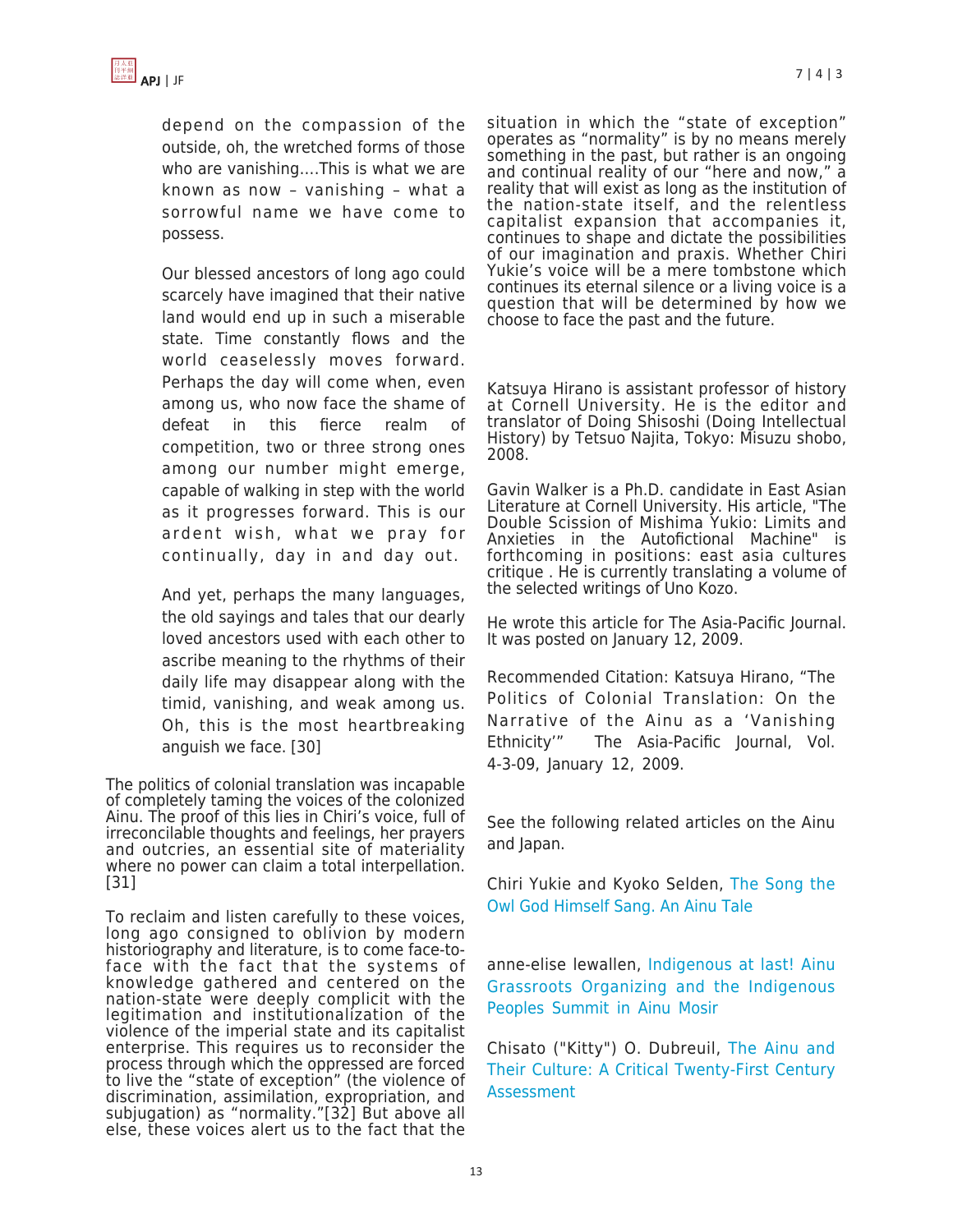> depend on the compassion of the outside, oh, the wretched forms of those who are vanishing....This is what we are known as now – vanishing – what a sorrowful name we have come to possess.
>
> Our blessed ancestors of long ago could scarcely have imagined that their native land would end up in such a miserable state. Time constantly flows and the world ceaselessly moves forward. Perhaps the day will come when, even among us, who now face the shame of defeat in this fierce realm of competition, two or three strong ones among our number might emerge, capable of walking in step with the world as it progresses forward. This is our ardent wish, what we pray for continually, day in and day out.
>
> And yet, perhaps the many languages, the old sayings and tales that our dearly loved ancestors used with each other to ascribe meaning to the rhythms of their daily life may disappear along with the timid, vanishing, and weak among us. Oh, this is the most heartbreaking anguish we face. [30]

The politics of colonial translation was incapable of completely taming the voices of the colonized Ainu. The proof of this lies in Chiri's voice, full of irreconcilable thoughts and feelings, her prayers and outcries, an essential site of materiality where no power can claim a total interpellation. [31]

To reclaim and listen carefully to these voices, long ago consigned to oblivion by modern historiography and literature, is to come face-to-face with the fact that the systems of knowledge gathered and centered on the nation-state were deeply complicit with the legitimation and institutionalization of the violence of the imperial state and its capitalist enterprise. This requires us to reconsider the process through which the oppressed are forced to live the "state of exception" (the violence of discrimination, assimilation, expropriation, and subjugation) as "normality."[32] But above all else, these voices alert us to the fact that the situation in which the "state of exception" operates as "normality" is by no means merely something in the past, but rather is an ongoing and continual reality of our "here and now," a reality that will exist as long as the institution of the nation-state itself, and the relentless capitalist expansion that accompanies it, continues to shape and dictate the possibilities of our imagination and praxis. Whether Chiri Yukie's voice will be a mere tombstone which continues its eternal silence or a living voice is a question that will be determined by how we choose to face the past and the future.

Katsuya Hirano is assistant professor of history at Cornell University. He is the editor and translator of Doing Shisoshi (Doing Intellectual History) by Tetsuo Najita, Tokyo: Misuzu shobo, 2008.

Gavin Walker is a Ph.D. candidate in East Asian Literature at Cornell University. His article, "The Double Scission of Mishima Yukio: Limits and Anxieties in the Autofictional Machine" is forthcoming in positions: east asia cultures critique . He is currently translating a volume of the selected writings of Uno Kozo.

He wrote this article for The Asia-Pacific Journal. It was posted on January 12, 2009.

Recommended Citation: Katsuya Hirano, "The Politics of Colonial Translation: On the Narrative of the Ainu as a 'Vanishing Ethnicity'" The Asia-Pacific Journal, Vol. 4-3-09, January 12, 2009.

See the following related articles on the Ainu and Japan.

Chiri Yukie and Kyoko Selden, The Song the Owl God Himself Sang. An Ainu Tale

anne-elise lewallen, Indigenous at last! Ainu Grassroots Organizing and the Indigenous Peoples Summit in Ainu Mosir

Chisato ("Kitty") O. Dubreuil, The Ainu and Their Culture: A Critical Twenty-First Century Assessment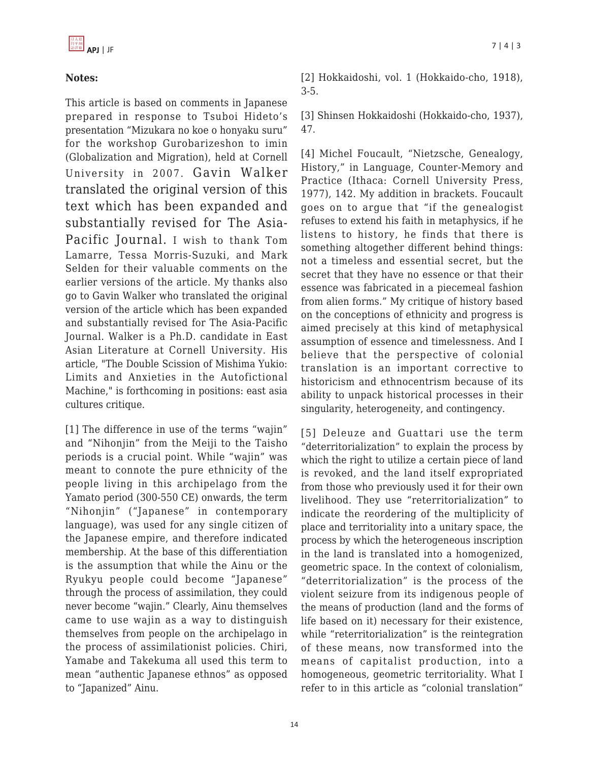**Notes:**

This article is based on comments in Japanese prepared in response to Tsuboi Hideto's presentation "Mizukara no koe o honyaku suru" for the workshop Gurobarizeshon to imin (Globalization and Migration), held at Cornell University in 2007. Gavin Walker translated the original version of this text which has been expanded and substantially revised for The Asia-Pacific Journal. I wish to thank Tom Lamarre, Tessa Morris-Suzuki, and Mark Selden for their valuable comments on the earlier versions of the article. My thanks also go to Gavin Walker who translated the original version of the article which has been expanded and substantially revised for The Asia-Pacific Journal. Walker is a Ph.D. candidate in East Asian Literature at Cornell University. His article, "The Double Scission of Mishima Yukio: Limits and Anxieties in the Autofictional Machine," is forthcoming in positions: east asia cultures critique.

[1] The difference in use of the terms "wajin" and "Nihonjin" from the Meiji to the Taisho periods is a crucial point. While "wajin" was meant to connote the pure ethnicity of the people living in this archipelago from the Yamato period (300-550 CE) onwards, the term "Nihonjin" ("Japanese" in contemporary language), was used for any single citizen of the Japanese empire, and therefore indicated membership. At the base of this differentiation is the assumption that while the Ainu or the Ryukyu people could become "Japanese" through the process of assimilation, they could never become "wajin." Clearly, Ainu themselves came to use wajin as a way to distinguish themselves from people on the archipelago in the process of assimilationist policies. Chiri, Yamabe and Takekuma all used this term to mean "authentic Japanese ethnos" as opposed to "Japanized" Ainu.

[2] Hokkaidoshi, vol. 1 (Hokkaido-cho, 1918), 3-5.

[3] Shinsen Hokkaidoshi (Hokkaido-cho, 1937), 47.

[4] Michel Foucault, "Nietzsche, Genealogy, History," in Language, Counter-Memory and Practice (Ithaca: Cornell University Press, 1977), 142. My addition in brackets. Foucault goes on to argue that "if the genealogist refuses to extend his faith in metaphysics, if he listens to history, he finds that there is something altogether different behind things: not a timeless and essential secret, but the secret that they have no essence or that their essence was fabricated in a piecemeal fashion from alien forms." My critique of history based on the conceptions of ethnicity and progress is aimed precisely at this kind of metaphysical assumption of essence and timelessness. And I believe that the perspective of colonial translation is an important corrective to historicism and ethnocentrism because of its ability to unpack historical processes in their singularity, heterogeneity, and contingency.

[5] Deleuze and Guattari use the term "deterritorialization" to explain the process by which the right to utilize a certain piece of land is revoked, and the land itself expropriated from those who previously used it for their own livelihood. They use "reterritorialization" to indicate the reordering of the multiplicity of place and territoriality into a unitary space, the process by which the heterogeneous inscription in the land is translated into a homogenized, geometric space. In the context of colonialism, "deterritorialization" is the process of the violent seizure from its indigenous people of the means of production (land and the forms of life based on it) necessary for their existence, while "reterritorialization" is the reintegration of these means, now transformed into the means of capitalist production, into a homogeneous, geometric territoriality. What I refer to in this article as "colonial translation"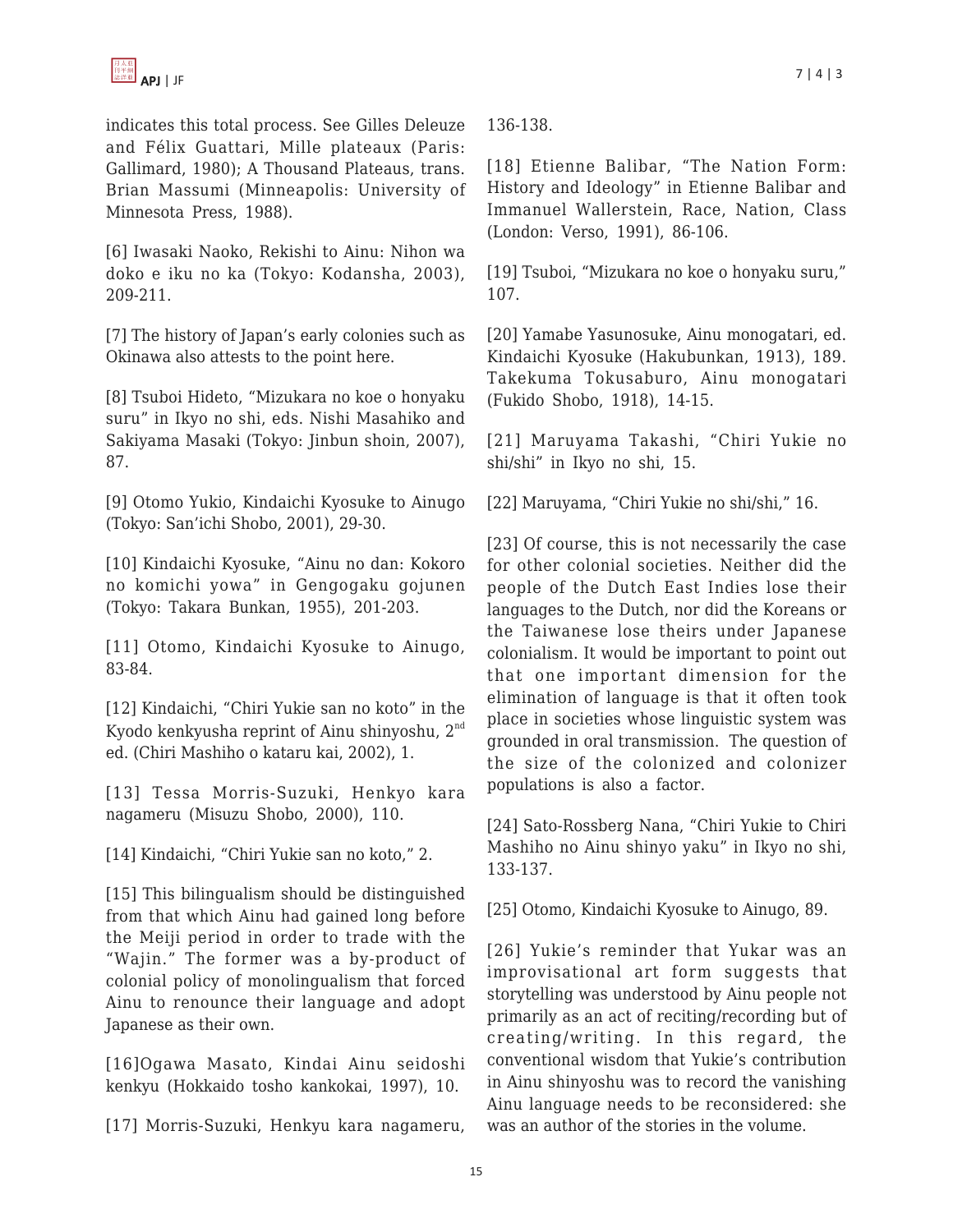indicates this total process. See Gilles Deleuze and Félix Guattari, Mille plateaux (Paris: Gallimard, 1980); A Thousand Plateaus, trans. Brian Massumi (Minneapolis: University of Minnesota Press, 1988).

[6] Iwasaki Naoko, Rekishi to Ainu: Nihon wa doko e iku no ka (Tokyo: Kodansha, 2003), 209-211.

[7] The history of Japan's early colonies such as Okinawa also attests to the point here.

[8] Tsuboi Hideto, "Mizukara no koe o honyaku suru" in Ikyo no shi, eds. Nishi Masahiko and Sakiyama Masaki (Tokyo: Jinbun shoin, 2007), 87.

[9] Otomo Yukio, Kindaichi Kyosuke to Ainugo (Tokyo: San'ichi Shobo, 2001), 29-30.

[10] Kindaichi Kyosuke, "Ainu no dan: Kokoro no komichi yowa" in Gengogaku gojunen (Tokyo: Takara Bunkan, 1955), 201-203.

[11] Otomo, Kindaichi Kyosuke to Ainugo, 83-84.

[12] Kindaichi, "Chiri Yukie san no koto" in the Kyodo kenkyusha reprint of Ainu shinyoshu, 2nd ed. (Chiri Mashiho o kataru kai, 2002), 1.

[13] Tessa Morris-Suzuki, Henkyo kara nagameru (Misuzu Shobo, 2000), 110.

[14] Kindaichi, "Chiri Yukie san no koto," 2.

[15] This bilingualism should be distinguished from that which Ainu had gained long before the Meiji period in order to trade with the "Wajin." The former was a by-product of colonial policy of monolingualism that forced Ainu to renounce their language and adopt Japanese as their own.

[16]Ogawa Masato, Kindai Ainu seidoshi kenkyu (Hokkaido tosho kankokai, 1997), 10.

[17] Morris-Suzuki, Henkyu kara nagameru, 136-138.

[18] Etienne Balibar, "The Nation Form: History and Ideology" in Etienne Balibar and Immanuel Wallerstein, Race, Nation, Class (London: Verso, 1991), 86-106.

[19] Tsuboi, "Mizukara no koe o honyaku suru," 107.

[20] Yamabe Yasunosuke, Ainu monogatari, ed. Kindaichi Kyosuke (Hakubunkan, 1913), 189. Takekuma Tokusaburo, Ainu monogatari (Fukido Shobo, 1918), 14-15.

[21] Maruyama Takashi, "Chiri Yukie no shi/shi" in Ikyo no shi, 15.

[22] Maruyama, "Chiri Yukie no shi/shi," 16.

[23] Of course, this is not necessarily the case for other colonial societies. Neither did the people of the Dutch East Indies lose their languages to the Dutch, nor did the Koreans or the Taiwanese lose theirs under Japanese colonialism. It would be important to point out that one important dimension for the elimination of language is that it often took place in societies whose linguistic system was grounded in oral transmission. The question of the size of the colonized and colonizer populations is also a factor.

[24] Sato-Rossberg Nana, "Chiri Yukie to Chiri Mashiho no Ainu shinyo yaku" in Ikyo no shi, 133-137.

[25] Otomo, Kindaichi Kyosuke to Ainugo, 89.

[26] Yukie's reminder that Yukar was an improvisational art form suggests that storytelling was understood by Ainu people not primarily as an act of reciting/recording but of creating/writing. In this regard, the conventional wisdom that Yukie's contribution in Ainu shinyoshu was to record the vanishing Ainu language needs to be reconsidered: she was an author of the stories in the volume.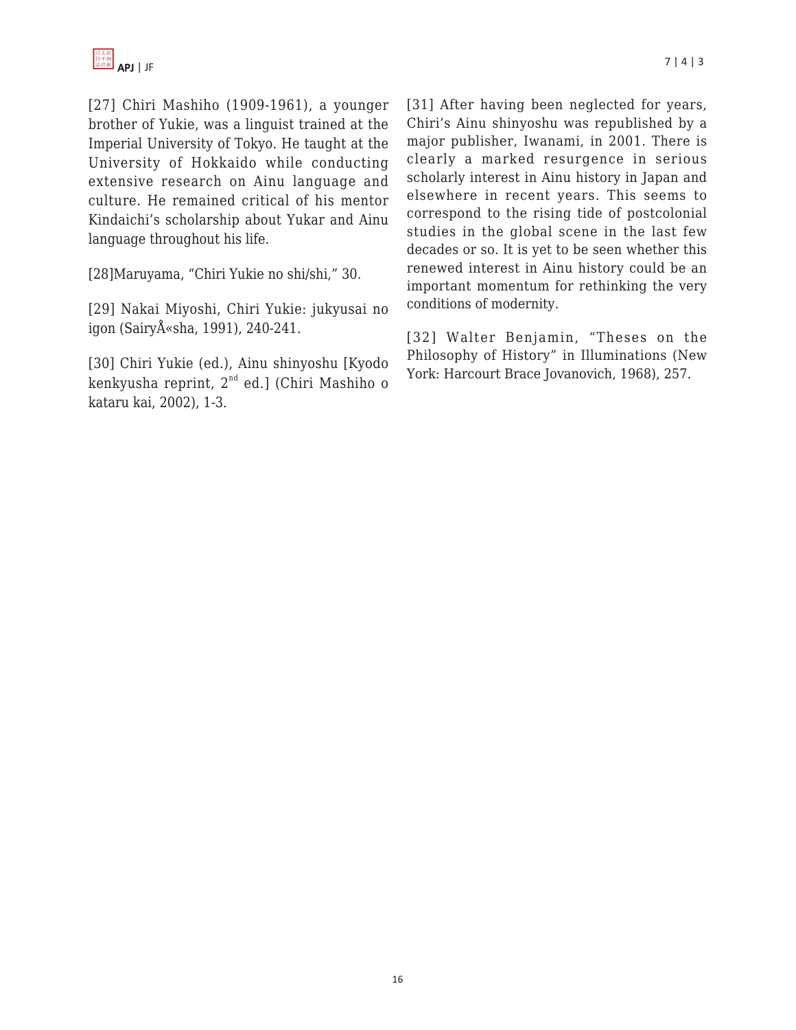[27] Chiri Mashiho (1909-1961), a younger brother of Yukie, was a linguist trained at the Imperial University of Tokyo. He taught at the University of Hokkaido while conducting extensive research on Ainu language and culture. He remained critical of his mentor Kindaichi's scholarship about Yukar and Ainu language throughout his life.

[28]Maruyama, "Chiri Yukie no shi/shi," 30.

[29] Nakai Miyoshi, Chiri Yukie: jukyusai no igon (SairyÅ«sha, 1991), 240-241.

[30] Chiri Yukie (ed.), Ainu shinyoshu [Kyodo kenkyusha reprint, 2nd ed.] (Chiri Mashiho o kataru kai, 2002), 1-3.

[31] After having been neglected for years, Chiri's Ainu shinyoshu was republished by a major publisher, Iwanami, in 2001. There is clearly a marked resurgence in serious scholarly interest in Ainu history in Japan and elsewhere in recent years. This seems to correspond to the rising tide of postcolonial studies in the global scene in the last few decades or so. It is yet to be seen whether this renewed interest in Ainu history could be an important momentum for rethinking the very conditions of modernity.

[32] Walter Benjamin, "Theses on the Philosophy of History" in Illuminations (New York: Harcourt Brace Jovanovich, 1968), 257.